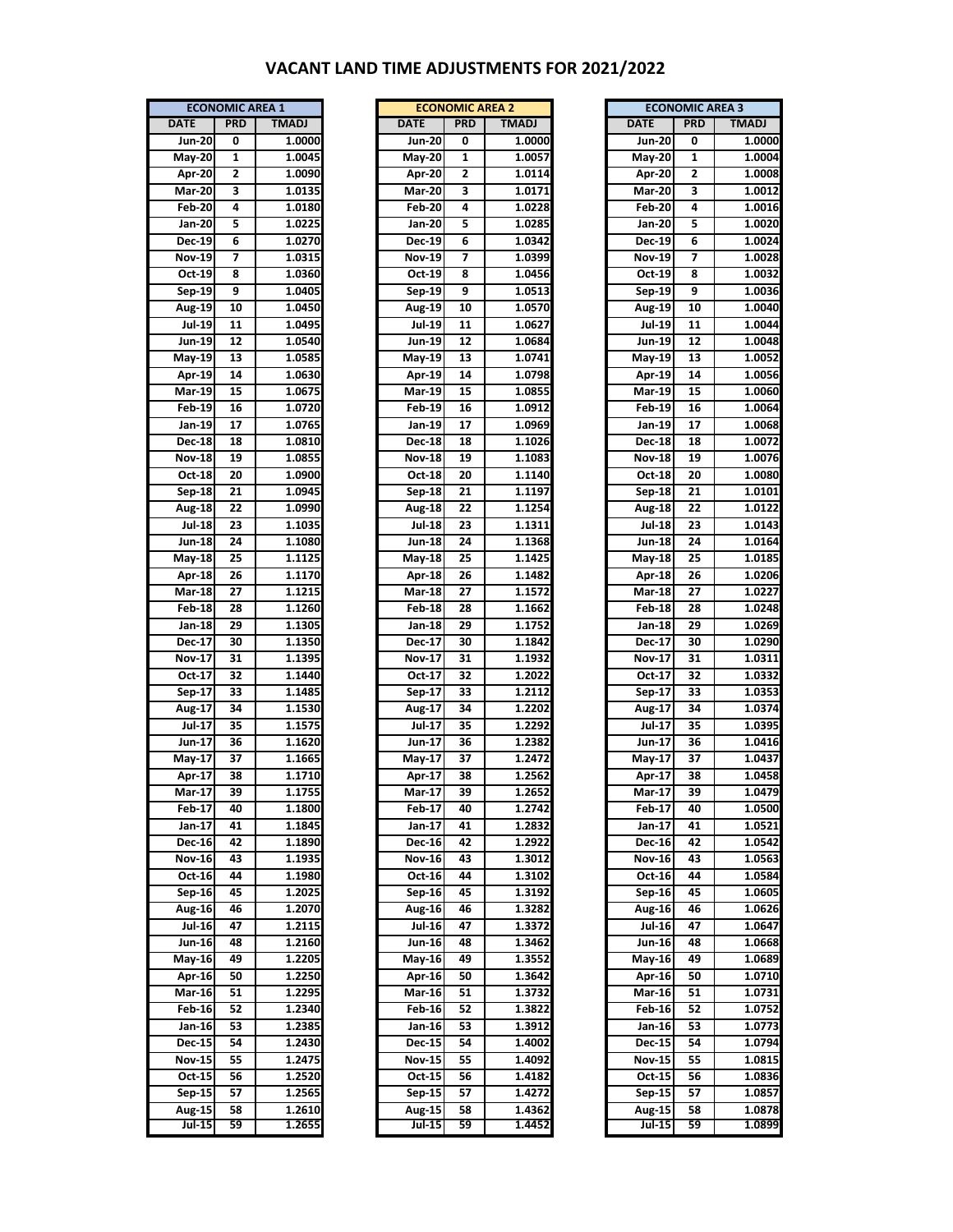# VACANT LAND TIME ADJUSTMENTS FOR 2021/2022

| ECONOMIC AREA 1 | | |
|---|---|---|
| DATE | PRD | TMADJ |
| Jun-20 | 0 | 1.0000 |
| May-20 | 1 | 1.0045 |
| Apr-20 | 2 | 1.0090 |
| Mar-20 | 3 | 1.0135 |
| Feb-20 | 4 | 1.0180 |
| Jan-20 | 5 | 1.0225 |
| Dec-19 | 6 | 1.0270 |
| Nov-19 | 7 | 1.0315 |
| Oct-19 | 8 | 1.0360 |
| Sep-19 | 9 | 1.0405 |
| Aug-19 | 10 | 1.0450 |
| Jul-19 | 11 | 1.0495 |
| Jun-19 | 12 | 1.0540 |
| May-19 | 13 | 1.0585 |
| Apr-19 | 14 | 1.0630 |
| Mar-19 | 15 | 1.0675 |
| Feb-19 | 16 | 1.0720 |
| Jan-19 | 17 | 1.0765 |
| Dec-18 | 18 | 1.0810 |
| Nov-18 | 19 | 1.0855 |
| Oct-18 | 20 | 1.0900 |
| Sep-18 | 21 | 1.0945 |
| Aug-18 | 22 | 1.0990 |
| Jul-18 | 23 | 1.1035 |
| Jun-18 | 24 | 1.1080 |
| May-18 | 25 | 1.1125 |
| Apr-18 | 26 | 1.1170 |
| Mar-18 | 27 | 1.1215 |
| Feb-18 | 28 | 1.1260 |
| Jan-18 | 29 | 1.1305 |
| Dec-17 | 30 | 1.1350 |
| Nov-17 | 31 | 1.1395 |
| Oct-17 | 32 | 1.1440 |
| Sep-17 | 33 | 1.1485 |
| Aug-17 | 34 | 1.1530 |
| Jul-17 | 35 | 1.1575 |
| Jun-17 | 36 | 1.1620 |
| May-17 | 37 | 1.1665 |
| Apr-17 | 38 | 1.1710 |
| Mar-17 | 39 | 1.1755 |
| Feb-17 | 40 | 1.1800 |
| Jan-17 | 41 | 1.1845 |
| Dec-16 | 42 | 1.1890 |
| Nov-16 | 43 | 1.1935 |
| Oct-16 | 44 | 1.1980 |
| Sep-16 | 45 | 1.2025 |
| Aug-16 | 46 | 1.2070 |
| Jul-16 | 47 | 1.2115 |
| Jun-16 | 48 | 1.2160 |
| May-16 | 49 | 1.2205 |
| Apr-16 | 50 | 1.2250 |
| Mar-16 | 51 | 1.2295 |
| Feb-16 | 52 | 1.2340 |
| Jan-16 | 53 | 1.2385 |
| Dec-15 | 54 | 1.2430 |
| Nov-15 | 55 | 1.2475 |
| Oct-15 | 56 | 1.2520 |
| Sep-15 | 57 | 1.2565 |
| Aug-15 | 58 | 1.2610 |
| Jul-15 | 59 | 1.2655 |

| ECONOMIC AREA 2 | | |
|---|---|---|
| DATE | PRD | TMADJ |
| Jun-20 | 0 | 1.0000 |
| May-20 | 1 | 1.0057 |
| Apr-20 | 2 | 1.0114 |
| Mar-20 | 3 | 1.0171 |
| Feb-20 | 4 | 1.0228 |
| Jan-20 | 5 | 1.0285 |
| Dec-19 | 6 | 1.0342 |
| Nov-19 | 7 | 1.0399 |
| Oct-19 | 8 | 1.0456 |
| Sep-19 | 9 | 1.0513 |
| Aug-19 | 10 | 1.0570 |
| Jul-19 | 11 | 1.0627 |
| Jun-19 | 12 | 1.0684 |
| May-19 | 13 | 1.0741 |
| Apr-19 | 14 | 1.0798 |
| Mar-19 | 15 | 1.0855 |
| Feb-19 | 16 | 1.0912 |
| Jan-19 | 17 | 1.0969 |
| Dec-18 | 18 | 1.1026 |
| Nov-18 | 19 | 1.1083 |
| Oct-18 | 20 | 1.1140 |
| Sep-18 | 21 | 1.1197 |
| Aug-18 | 22 | 1.1254 |
| Jul-18 | 23 | 1.1311 |
| Jun-18 | 24 | 1.1368 |
| May-18 | 25 | 1.1425 |
| Apr-18 | 26 | 1.1482 |
| Mar-18 | 27 | 1.1572 |
| Feb-18 | 28 | 1.1662 |
| Jan-18 | 29 | 1.1752 |
| Dec-17 | 30 | 1.1842 |
| Nov-17 | 31 | 1.1932 |
| Oct-17 | 32 | 1.2022 |
| Sep-17 | 33 | 1.2112 |
| Aug-17 | 34 | 1.2202 |
| Jul-17 | 35 | 1.2292 |
| Jun-17 | 36 | 1.2382 |
| May-17 | 37 | 1.2472 |
| Apr-17 | 38 | 1.2562 |
| Mar-17 | 39 | 1.2652 |
| Feb-17 | 40 | 1.2742 |
| Jan-17 | 41 | 1.2832 |
| Dec-16 | 42 | 1.2922 |
| Nov-16 | 43 | 1.3012 |
| Oct-16 | 44 | 1.3102 |
| Sep-16 | 45 | 1.3192 |
| Aug-16 | 46 | 1.3282 |
| Jul-16 | 47 | 1.3372 |
| Jun-16 | 48 | 1.3462 |
| May-16 | 49 | 1.3552 |
| Apr-16 | 50 | 1.3642 |
| Mar-16 | 51 | 1.3732 |
| Feb-16 | 52 | 1.3822 |
| Jan-16 | 53 | 1.3912 |
| Dec-15 | 54 | 1.4002 |
| Nov-15 | 55 | 1.4092 |
| Oct-15 | 56 | 1.4182 |
| Sep-15 | 57 | 1.4272 |
| Aug-15 | 58 | 1.4362 |
| Jul-15 | 59 | 1.4452 |

| ECONOMIC AREA 3 | | |
|---|---|---|
| DATE | PRD | TMADJ |
| Jun-20 | 0 | 1.0000 |
| May-20 | 1 | 1.0004 |
| Apr-20 | 2 | 1.0008 |
| Mar-20 | 3 | 1.0012 |
| Feb-20 | 4 | 1.0016 |
| Jan-20 | 5 | 1.0020 |
| Dec-19 | 6 | 1.0024 |
| Nov-19 | 7 | 1.0028 |
| Oct-19 | 8 | 1.0032 |
| Sep-19 | 9 | 1.0036 |
| Aug-19 | 10 | 1.0040 |
| Jul-19 | 11 | 1.0044 |
| Jun-19 | 12 | 1.0048 |
| May-19 | 13 | 1.0052 |
| Apr-19 | 14 | 1.0056 |
| Mar-19 | 15 | 1.0060 |
| Feb-19 | 16 | 1.0064 |
| Jan-19 | 17 | 1.0068 |
| Dec-18 | 18 | 1.0072 |
| Nov-18 | 19 | 1.0076 |
| Oct-18 | 20 | 1.0080 |
| Sep-18 | 21 | 1.0101 |
| Aug-18 | 22 | 1.0122 |
| Jul-18 | 23 | 1.0143 |
| Jun-18 | 24 | 1.0164 |
| May-18 | 25 | 1.0185 |
| Apr-18 | 26 | 1.0206 |
| Mar-18 | 27 | 1.0227 |
| Feb-18 | 28 | 1.0248 |
| Jan-18 | 29 | 1.0269 |
| Dec-17 | 30 | 1.0290 |
| Nov-17 | 31 | 1.0311 |
| Oct-17 | 32 | 1.0332 |
| Sep-17 | 33 | 1.0353 |
| Aug-17 | 34 | 1.0374 |
| Jul-17 | 35 | 1.0395 |
| Jun-17 | 36 | 1.0416 |
| May-17 | 37 | 1.0437 |
| Apr-17 | 38 | 1.0458 |
| Mar-17 | 39 | 1.0479 |
| Feb-17 | 40 | 1.0500 |
| Jan-17 | 41 | 1.0521 |
| Dec-16 | 42 | 1.0542 |
| Nov-16 | 43 | 1.0563 |
| Oct-16 | 44 | 1.0584 |
| Sep-16 | 45 | 1.0605 |
| Aug-16 | 46 | 1.0626 |
| Jul-16 | 47 | 1.0647 |
| Jun-16 | 48 | 1.0668 |
| May-16 | 49 | 1.0689 |
| Apr-16 | 50 | 1.0710 |
| Mar-16 | 51 | 1.0731 |
| Feb-16 | 52 | 1.0752 |
| Jan-16 | 53 | 1.0773 |
| Dec-15 | 54 | 1.0794 |
| Nov-15 | 55 | 1.0815 |
| Oct-15 | 56 | 1.0836 |
| Sep-15 | 57 | 1.0857 |
| Aug-15 | 58 | 1.0878 |
| Jul-15 | 59 | 1.0899 |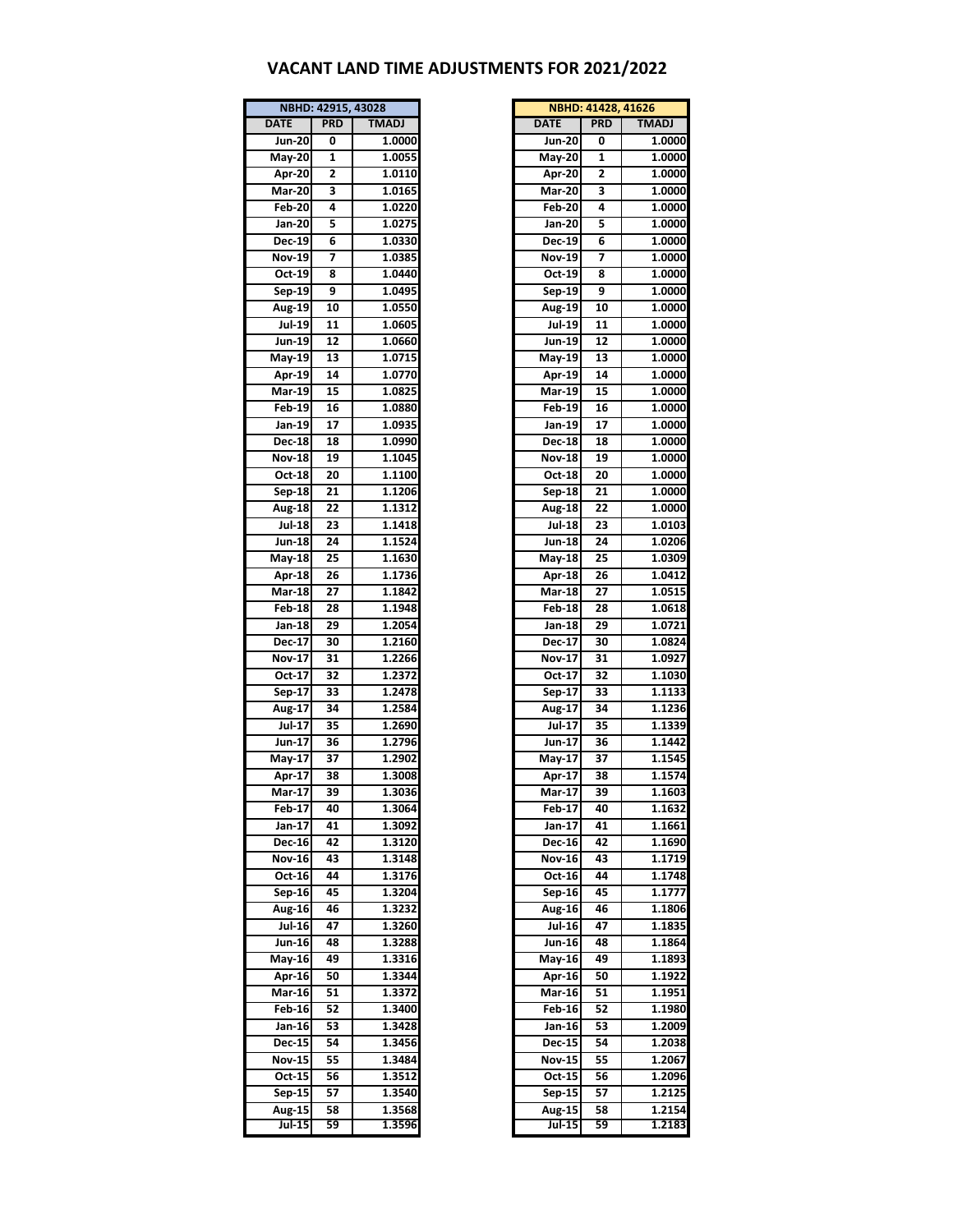# VACANT LAND TIME ADJUSTMENTS FOR 2021/2022

| NBHD: 42915, 43028 | | |
|---|---|---|
| DATE | PRD | TMADJ |
| Jun-20 | 0 | 1.0000 |
| May-20 | 1 | 1.0055 |
| Apr-20 | 2 | 1.0110 |
| Mar-20 | 3 | 1.0165 |
| Feb-20 | 4 | 1.0220 |
| Jan-20 | 5 | 1.0275 |
| Dec-19 | 6 | 1.0330 |
| Nov-19 | 7 | 1.0385 |
| Oct-19 | 8 | 1.0440 |
| Sep-19 | 9 | 1.0495 |
| Aug-19 | 10 | 1.0550 |
| Jul-19 | 11 | 1.0605 |
| Jun-19 | 12 | 1.0660 |
| May-19 | 13 | 1.0715 |
| Apr-19 | 14 | 1.0770 |
| Mar-19 | 15 | 1.0825 |
| Feb-19 | 16 | 1.0880 |
| Jan-19 | 17 | 1.0935 |
| Dec-18 | 18 | 1.0990 |
| Nov-18 | 19 | 1.1045 |
| Oct-18 | 20 | 1.1100 |
| Sep-18 | 21 | 1.1206 |
| Aug-18 | 22 | 1.1312 |
| Jul-18 | 23 | 1.1418 |
| Jun-18 | 24 | 1.1524 |
| May-18 | 25 | 1.1630 |
| Apr-18 | 26 | 1.1736 |
| Mar-18 | 27 | 1.1842 |
| Feb-18 | 28 | 1.1948 |
| Jan-18 | 29 | 1.2054 |
| Dec-17 | 30 | 1.2160 |
| Nov-17 | 31 | 1.2266 |
| Oct-17 | 32 | 1.2372 |
| Sep-17 | 33 | 1.2478 |
| Aug-17 | 34 | 1.2584 |
| Jul-17 | 35 | 1.2690 |
| Jun-17 | 36 | 1.2796 |
| May-17 | 37 | 1.2902 |
| Apr-17 | 38 | 1.3008 |
| Mar-17 | 39 | 1.3036 |
| Feb-17 | 40 | 1.3064 |
| Jan-17 | 41 | 1.3092 |
| Dec-16 | 42 | 1.3120 |
| Nov-16 | 43 | 1.3148 |
| Oct-16 | 44 | 1.3176 |
| Sep-16 | 45 | 1.3204 |
| Aug-16 | 46 | 1.3232 |
| Jul-16 | 47 | 1.3260 |
| Jun-16 | 48 | 1.3288 |
| May-16 | 49 | 1.3316 |
| Apr-16 | 50 | 1.3344 |
| Mar-16 | 51 | 1.3372 |
| Feb-16 | 52 | 1.3400 |
| Jan-16 | 53 | 1.3428 |
| Dec-15 | 54 | 1.3456 |
| Nov-15 | 55 | 1.3484 |
| Oct-15 | 56 | 1.3512 |
| Sep-15 | 57 | 1.3540 |
| Aug-15 | 58 | 1.3568 |
| Jul-15 | 59 | 1.3596 |

| NBHD: 41428, 41626 | | |
|---|---|---|
| DATE | PRD | TMADJ |
| Jun-20 | 0 | 1.0000 |
| May-20 | 1 | 1.0000 |
| Apr-20 | 2 | 1.0000 |
| Mar-20 | 3 | 1.0000 |
| Feb-20 | 4 | 1.0000 |
| Jan-20 | 5 | 1.0000 |
| Dec-19 | 6 | 1.0000 |
| Nov-19 | 7 | 1.0000 |
| Oct-19 | 8 | 1.0000 |
| Sep-19 | 9 | 1.0000 |
| Aug-19 | 10 | 1.0000 |
| Jul-19 | 11 | 1.0000 |
| Jun-19 | 12 | 1.0000 |
| May-19 | 13 | 1.0000 |
| Apr-19 | 14 | 1.0000 |
| Mar-19 | 15 | 1.0000 |
| Feb-19 | 16 | 1.0000 |
| Jan-19 | 17 | 1.0000 |
| Dec-18 | 18 | 1.0000 |
| Nov-18 | 19 | 1.0000 |
| Oct-18 | 20 | 1.0000 |
| Sep-18 | 21 | 1.0000 |
| Aug-18 | 22 | 1.0000 |
| Jul-18 | 23 | 1.0103 |
| Jun-18 | 24 | 1.0206 |
| May-18 | 25 | 1.0309 |
| Apr-18 | 26 | 1.0412 |
| Mar-18 | 27 | 1.0515 |
| Feb-18 | 28 | 1.0618 |
| Jan-18 | 29 | 1.0721 |
| Dec-17 | 30 | 1.0824 |
| Nov-17 | 31 | 1.0927 |
| Oct-17 | 32 | 1.1030 |
| Sep-17 | 33 | 1.1133 |
| Aug-17 | 34 | 1.1236 |
| Jul-17 | 35 | 1.1339 |
| Jun-17 | 36 | 1.1442 |
| May-17 | 37 | 1.1545 |
| Apr-17 | 38 | 1.1574 |
| Mar-17 | 39 | 1.1603 |
| Feb-17 | 40 | 1.1632 |
| Jan-17 | 41 | 1.1661 |
| Dec-16 | 42 | 1.1690 |
| Nov-16 | 43 | 1.1719 |
| Oct-16 | 44 | 1.1748 |
| Sep-16 | 45 | 1.1777 |
| Aug-16 | 46 | 1.1806 |
| Jul-16 | 47 | 1.1835 |
| Jun-16 | 48 | 1.1864 |
| May-16 | 49 | 1.1893 |
| Apr-16 | 50 | 1.1922 |
| Mar-16 | 51 | 1.1951 |
| Feb-16 | 52 | 1.1980 |
| Jan-16 | 53 | 1.2009 |
| Dec-15 | 54 | 1.2038 |
| Nov-15 | 55 | 1.2067 |
| Oct-15 | 56 | 1.2096 |
| Sep-15 | 57 | 1.2125 |
| Aug-15 | 58 | 1.2154 |
| Jul-15 | 59 | 1.2183 |